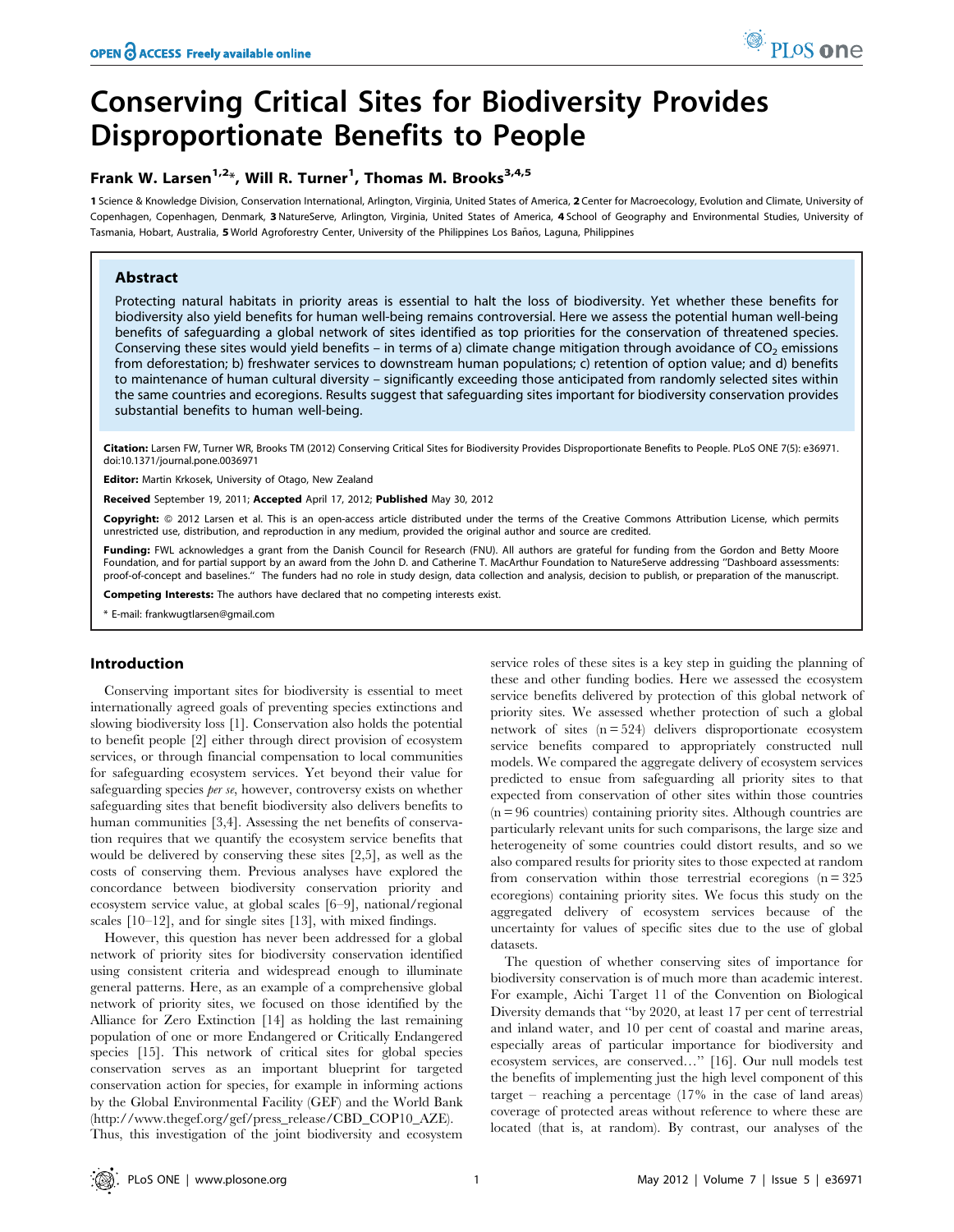# Conserving Critical Sites for Biodiversity Provides Disproportionate Benefits to People

**Frank W. Larsen[1,2]*, Will R. Turner[1], Thomas M. Brooks[3,4,5]**

1 Science & Knowledge Division, Conservation International, Arlington, Virginia, United States of America, 2 Center for Macroecology, Evolution and Climate, University of Copenhagen, Copenhagen, Denmark, 3 NatureServe, Arlington, Virginia, United States of America, 4 School of Geography and Environmental Studies, University of Tasmania, Hobart, Australia, 5 World Agroforestry Center, University of the Philippines Los Baños, Laguna, Philippines

## Abstract

Protecting natural habitats in priority areas is essential to halt the loss of biodiversity. Yet whether these benefits for biodiversity also yield benefits for human well-being remains controversial. Here we assess the potential human well-being benefits of safeguarding a global network of sites identified as top priorities for the conservation of threatened species. Conserving these sites would yield benefits – in terms of a) climate change mitigation through avoidance of $CO_2$ emissions from deforestation; b) freshwater services to downstream human populations; c) retention of option value; and d) benefits to maintenance of human cultural diversity – significantly exceeding those anticipated from randomly selected sites within the same countries and ecoregions. Results suggest that safeguarding sites important for biodiversity conservation provides substantial benefits to human well-being.

**Citation:** Larsen FW, Turner WR, Brooks TM (2012) Conserving Critical Sites for Biodiversity Provides Disproportionate Benefits to People. PLoS ONE 7(5): e36971. doi:10.1371/journal.pone.0036971

**Editor:** Martin Krkosek, University of Otago, New Zealand

**Received** September 19, 2011; **Accepted** April 17, 2012; **Published** May 30, 2012

**Copyright:** © 2012 Larsen et al. This is an open-access article distributed under the terms of the Creative Commons Attribution License, which permits unrestricted use, distribution, and reproduction in any medium, provided the original author and source are credited.

**Funding:** FWL acknowledges a grant from the Danish Council for Research (FNU). All authors are grateful for funding from the Gordon and Betty Moore Foundation, and for partial support by an award from the John D. and Catherine T. MacArthur Foundation to NatureServe addressing "Dashboard assessments: proof-of-concept and baselines." The funders had no role in study design, data collection and analysis, decision to publish, or preparation of the manuscript.

**Competing Interests:** The authors have declared that no competing interests exist.

\* E-mail: frankwugtlarsen@gmail.com

## Introduction

Conserving important sites for biodiversity is essential to meet internationally agreed goals of preventing species extinctions and slowing biodiversity loss [1]. Conservation also holds the potential to benefit people [2] either through direct provision of ecosystem services, or through financial compensation to local communities for safeguarding ecosystem services. Yet beyond their value for safeguarding species *per se*, however, controversy exists on whether safeguarding sites that benefit biodiversity also delivers benefits to human communities [3,4]. Assessing the net benefits of conservation requires that we quantify the ecosystem service benefits that would be delivered by conserving these sites [2,5], as well as the costs of conserving them. Previous analyses have explored the concordance between biodiversity conservation priority and ecosystem service value, at global scales [6–9], national/regional scales [10–12], and for single sites [13], with mixed findings.

However, this question has never been addressed for a global network of priority sites for biodiversity conservation identified using consistent criteria and widespread enough to illuminate general patterns. Here, as an example of a comprehensive global network of priority sites, we focused on those identified by the Alliance for Zero Extinction [14] as holding the last remaining population of one or more Endangered or Critically Endangered species [15]. This network of critical sites for global species conservation serves as an important blueprint for targeted conservation action for species, for example in informing actions by the Global Environmental Facility (GEF) and the World Bank (http://www.thegef.org/gef/press_release/CBD_COP10_AZE). Thus, this investigation of the joint biodiversity and ecosystem service roles of these sites is a key step in guiding the planning of these and other funding bodies. Here we assessed the ecosystem service benefits delivered by protection of this global network of priority sites. We assessed whether protection of such a global network of sites (n = 524) delivers disproportionate ecosystem service benefits compared to appropriately constructed null models. We compared the aggregate delivery of ecosystem services predicted to ensue from safeguarding all priority sites to that expected from conservation of other sites within those countries (n = 96 countries) containing priority sites. Although countries are particularly relevant units for such comparisons, the large size and heterogeneity of some countries could distort results, and so we also compared results for priority sites to those expected at random from conservation within those terrestrial ecoregions (n = 325 ecoregions) containing priority sites. We focus this study on the aggregated delivery of ecosystem services because of the uncertainty for values of specific sites due to the use of global datasets.

The question of whether conserving sites of importance for biodiversity conservation is of much more than academic interest. For example, Aichi Target 11 of the Convention on Biological Diversity demands that "by 2020, at least 17 per cent of terrestrial and inland water, and 10 per cent of coastal and marine areas, especially areas of particular importance for biodiversity and ecosystem services, are conserved…" [16]. Our null models test the benefits of implementing just the high level component of this target – reaching a percentage (17% in the case of land areas) coverage of protected areas without reference to where these are located (that is, at random). By contrast, our analyses of the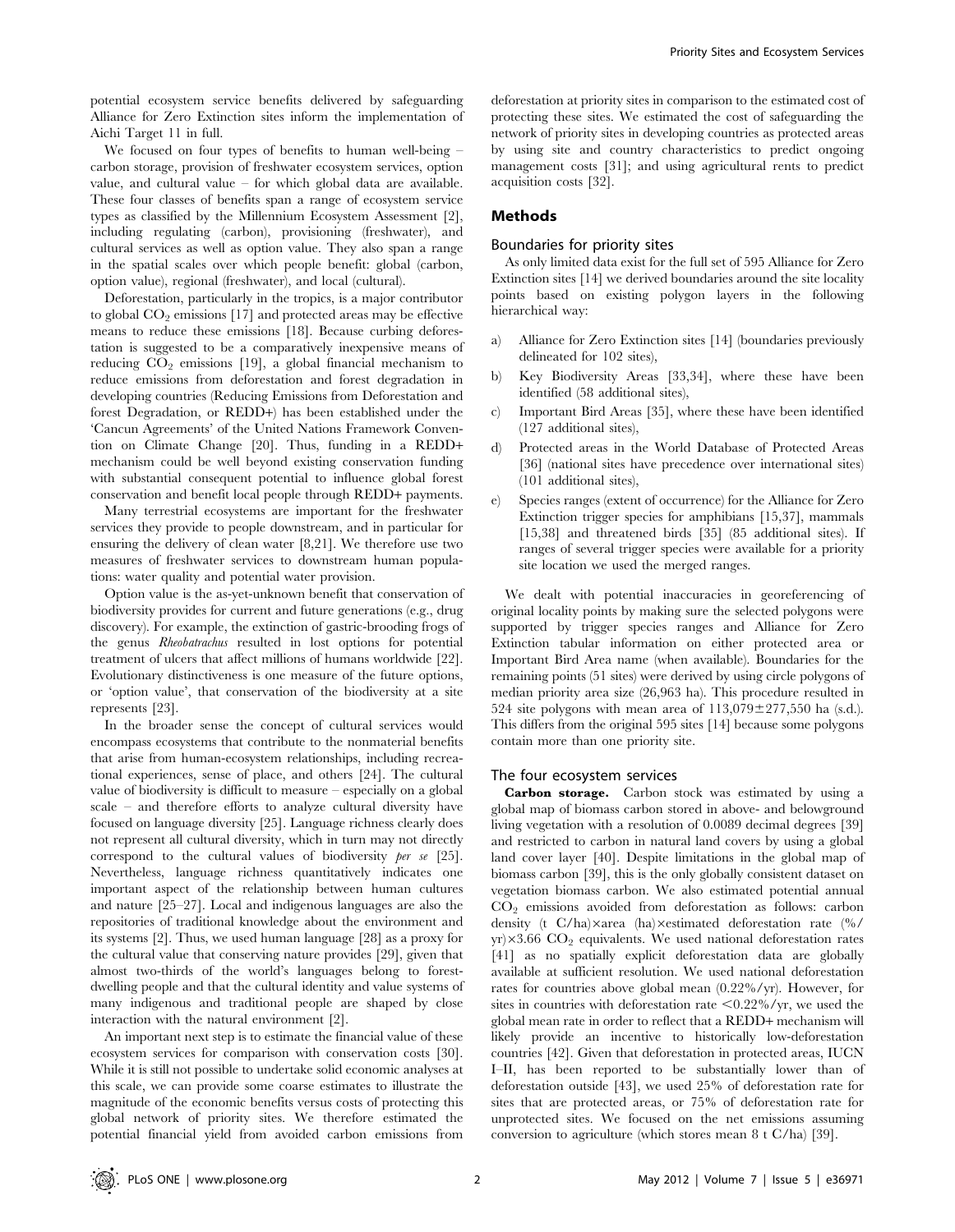potential ecosystem service benefits delivered by safeguarding Alliance for Zero Extinction sites inform the implementation of Aichi Target 11 in full.

We focused on four types of benefits to human well-being – carbon storage, provision of freshwater ecosystem services, option value, and cultural value – for which global data are available. These four classes of benefits span a range of ecosystem service types as classified by the Millennium Ecosystem Assessment [2], including regulating (carbon), provisioning (freshwater), and cultural services as well as option value. They also span a range in the spatial scales over which people benefit: global (carbon, option value), regional (freshwater), and local (cultural).

Deforestation, particularly in the tropics, is a major contributor to global $CO_2$ emissions [17] and protected areas may be effective means to reduce these emissions [18]. Because curbing deforestation is suggested to be a comparatively inexpensive means of reducing $CO_2$ emissions [19], a global financial mechanism to reduce emissions from deforestation and forest degradation in developing countries (Reducing Emissions from Deforestation and forest Degradation, or REDD+) has been established under the 'Cancun Agreements' of the United Nations Framework Convention on Climate Change [20]. Thus, funding in a REDD+ mechanism could be well beyond existing conservation funding with substantial consequent potential to influence global forest conservation and benefit local people through REDD+ payments.

Many terrestrial ecosystems are important for the freshwater services they provide to people downstream, and in particular for ensuring the delivery of clean water [8,21]. We therefore use two measures of freshwater services to downstream human populations: water quality and potential water provision.

Option value is the as-yet-unknown benefit that conservation of biodiversity provides for current and future generations (e.g., drug discovery). For example, the extinction of gastric-brooding frogs of the genus *Rheobatrachus* resulted in lost options for potential treatment of ulcers that affect millions of humans worldwide [22]. Evolutionary distinctiveness is one measure of the future options, or 'option value', that conservation of the biodiversity at a site represents [23].

In the broader sense the concept of cultural services would encompass ecosystems that contribute to the nonmaterial benefits that arise from human-ecosystem relationships, including recreational experiences, sense of place, and others [24]. The cultural value of biodiversity is difficult to measure – especially on a global scale – and therefore efforts to analyze cultural diversity have focused on language diversity [25]. Language richness clearly does not represent all cultural diversity, which in turn may not directly correspond to the cultural values of biodiversity *per se* [25]. Nevertheless, language richness quantitatively indicates one important aspect of the relationship between human cultures and nature [25–27]. Local and indigenous languages are also the repositories of traditional knowledge about the environment and its systems [2]. Thus, we used human language [28] as a proxy for the cultural value that conserving nature provides [29], given that almost two-thirds of the world's languages belong to forest-dwelling people and that the cultural identity and value systems of many indigenous and traditional people are shaped by close interaction with the natural environment [2].

An important next step is to estimate the financial value of these ecosystem services for comparison with conservation costs [30]. While it is still not possible to undertake solid economic analyses at this scale, we can provide some coarse estimates to illustrate the magnitude of the economic benefits versus costs of protecting this global network of priority sites. We therefore estimated the potential financial yield from avoided carbon emissions from deforestation at priority sites in comparison to the estimated cost of protecting these sites. We estimated the cost of safeguarding the network of priority sites in developing countries as protected areas by using site and country characteristics to predict ongoing management costs [31]; and using agricultural rents to predict acquisition costs [32].

## Methods

### Boundaries for priority sites

As only limited data exist for the full set of 595 Alliance for Zero Extinction sites [14] we derived boundaries around the site locality points based on existing polygon layers in the following hierarchical way:

a) Alliance for Zero Extinction sites [14] (boundaries previously delineated for 102 sites),
b) Key Biodiversity Areas [33,34], where these have been identified (58 additional sites),
c) Important Bird Areas [35], where these have been identified (127 additional sites),
d) Protected areas in the World Database of Protected Areas [36] (national sites have precedence over international sites) (101 additional sites),
e) Species ranges (extent of occurrence) for the Alliance for Zero Extinction trigger species for amphibians [15,37], mammals [15,38] and threatened birds [35] (85 additional sites). If ranges of several trigger species were available for a priority site location we used the merged ranges.

We dealt with potential inaccuracies in georeferencing of original locality points by making sure the selected polygons were supported by trigger species ranges and Alliance for Zero Extinction tabular information on either protected area or Important Bird Area name (when available). Boundaries for the remaining points (51 sites) were derived by using circle polygons of median priority area size (26,963 ha). This procedure resulted in 524 site polygons with mean area of 113,079±277,550 ha (s.d.). This differs from the original 595 sites [14] because some polygons contain more than one priority site.

### The four ecosystem services

**Carbon storage.** Carbon stock was estimated by using a global map of biomass carbon stored in above- and belowground living vegetation with a resolution of 0.0089 decimal degrees [39] and restricted to carbon in natural land covers by using a global land cover layer [40]. Despite limitations in the global map of biomass carbon [39], this is the only globally consistent dataset on vegetation biomass carbon. We also estimated potential annual $CO_2$ emissions avoided from deforestation as follows: carbon density (t C/ha)×area (ha)×estimated deforestation rate (%/yr)×3.66 $CO_2$ equivalents. We used national deforestation rates [41] as no spatially explicit deforestation data are globally available at sufficient resolution. We used national deforestation rates for countries above global mean (0.22%/yr). However, for sites in countries with deforestation rate <0.22%/yr, we used the global mean rate in order to reflect that a REDD+ mechanism will likely provide an incentive to historically low-deforestation countries [42]. Given that deforestation in protected areas, IUCN I–II, has been reported to be substantially lower than of deforestation outside [43], we used 25% of deforestation rate for sites that are protected areas, or 75% of deforestation rate for unprotected sites. We focused on the net emissions assuming conversion to agriculture (which stores mean 8 t C/ha) [39].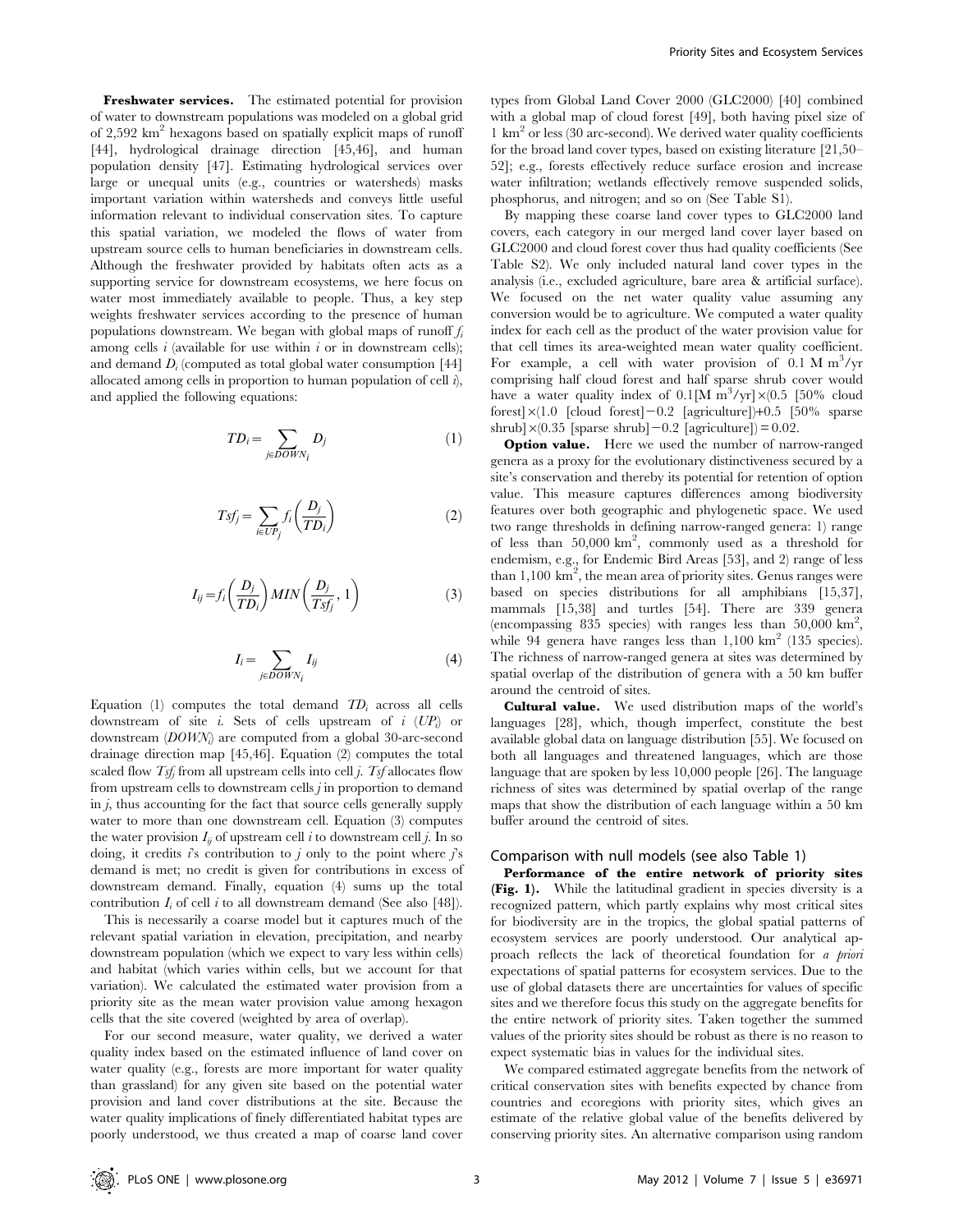**Freshwater services.** The estimated potential for provision of water to downstream populations was modeled on a global grid of 2,592 $km^2$ hexagons based on spatially explicit maps of runoff [44], hydrological drainage direction [45,46], and human population density [47]. Estimating hydrological services over large or unequal units (e.g., countries or watersheds) masks important variation within watersheds and conveys little useful information relevant to individual conservation sites. To capture this spatial variation, we modeled the flows of water from upstream source cells to human beneficiaries in downstream cells. Although the freshwater provided by habitats often acts as a supporting service for downstream ecosystems, we here focus on water most immediately available to people. Thus, a key step weights freshwater services according to the presence of human populations downstream. We began with global maps of runoff $f_i$ among cells $i$ (available for use within $i$ or in downstream cells); and demand $D_i$ (computed as total global water consumption [44] allocated among cells in proportion to human population of cell $i$), and applied the following equations:

$$TD_i = \sum_{j \in DOWN_i} D_j \tag{1}$$

$$Tsf_j = \sum_{i \in UP_j} f_i \left( \frac{D_j}{TD_i} \right) \tag{2}$$

$$I_{ij} = f_i \left( \frac{D_j}{TD_i} \right) MIN \left( \frac{D_j}{Tsf_j}, 1 \right) \tag{3}$$

$$I_i = \sum_{j \in DOWN_i} I_{ij} \tag{4}$$

Equation (1) computes the total demand $TD_i$ across all cells downstream of site $i$. Sets of cells upstream of $i$ ($UP_i$) or downstream ($DOWN_i$) are computed from a global 30-arc-second drainage direction map [45,46]. Equation (2) computes the total scaled flow $Tsf_j$ from all upstream cells into cell $j$. $Tsf$ allocates flow from upstream cells to downstream cells $j$ in proportion to demand in $j$, thus accounting for the fact that source cells generally supply water to more than one downstream cell. Equation (3) computes the water provision $I_{ij}$ of upstream cell $i$ to downstream cell $j$. In so doing, it credits $i$'s contribution to $j$ only to the point where $j$'s demand is met; no credit is given for contributions in excess of downstream demand. Finally, equation (4) sums up the total contribution $I_i$ of cell $i$ to all downstream demand (See also [48]).

This is necessarily a coarse model but it captures much of the relevant spatial variation in elevation, precipitation, and nearby downstream population (which we expect to vary less within cells) and habitat (which varies within cells, but we account for that variation). We calculated the estimated water provision from a priority site as the mean water provision value among hexagon cells that the site covered (weighted by area of overlap).

For our second measure, water quality, we derived a water quality index based on the estimated influence of land cover on water quality (e.g., forests are more important for water quality than grassland) for any given site based on the potential water provision and land cover distributions at the site. Because the water quality implications of finely differentiated habitat types are poorly understood, we thus created a map of coarse land cover types from Global Land Cover 2000 (GLC2000) [40] combined with a global map of cloud forest [49], both having pixel size of 1 $km^2$ or less (30 arc-second). We derived water quality coefficients for the broad land cover types, based on existing literature [21,50–52]; e.g., forests effectively reduce surface erosion and increase water infiltration; wetlands effectively remove suspended solids, phosphorus, and nitrogen; and so on (See Table S1).

By mapping these coarse land cover types to GLC2000 land covers, each category in our merged land cover layer based on GLC2000 and cloud forest cover thus had quality coefficients (See Table S2). We only included natural land cover types in the analysis (i.e., excluded agriculture, bare area & artificial surface). We focused on the net water quality value assuming any conversion would be to agriculture. We computed a water quality index for each cell as the product of the water provision value for that cell times its area-weighted mean water quality coefficient. For example, a cell with water provision of 0.1 M $m^3$/yr comprising half cloud forest and half sparse shrub cover would have a water quality index of 0.1[M $m^3$/yr]×(0.5 [50% cloud forest]×(1.0 [cloud forest]−0.2 [agriculture])+0.5 [50% sparse shrub]×(0.35 [sparse shrub]−0.2 [agriculture]) = 0.02.

**Option value.** Here we used the number of narrow-ranged genera as a proxy for the evolutionary distinctiveness secured by a site's conservation and thereby its potential for retention of option value. This measure captures differences among biodiversity features over both geographic and phylogenetic space. We used two range thresholds in defining narrow-ranged genera: 1) range of less than 50,000 $km^2$, commonly used as a threshold for endemism, e.g., for Endemic Bird Areas [53], and 2) range of less than 1,100 $km^2$, the mean area of priority sites. Genus ranges were based on species distributions for all amphibians [15,37], mammals [15,38] and turtles [54]. There are 339 genera (encompassing 835 species) with ranges less than 50,000 $km^2$, while 94 genera have ranges less than 1,100 $km^2$ (135 species). The richness of narrow-ranged genera at sites was determined by spatial overlap of the distribution of genera with a 50 km buffer around the centroid of sites.

**Cultural value.** We used distribution maps of the world's languages [28], which, though imperfect, constitute the best available global data on language distribution [55]. We focused on both all languages and threatened languages, which are those language that are spoken by less 10,000 people [26]. The language richness of sites was determined by spatial overlap of the range maps that show the distribution of each language within a 50 km buffer around the centroid of sites.

## Comparison with null models (see also Table 1)

**Performance of the entire network of priority sites (Fig. 1).** While the latitudinal gradient in species diversity is a recognized pattern, which partly explains why most critical sites for biodiversity are in the tropics, the global spatial patterns of ecosystem services are poorly understood. Our analytical approach reflects the lack of theoretical foundation for *a priori* expectations of spatial patterns for ecosystem services. Due to the use of global datasets there are uncertainties for values of specific sites and we therefore focus this study on the aggregate benefits for the entire network of priority sites. Taken together the summed values of the priority sites should be robust as there is no reason to expect systematic bias in values for the individual sites.

We compared estimated aggregate benefits from the network of critical conservation sites with benefits expected by chance from countries and ecoregions with priority sites, which gives an estimate of the relative global value of the benefits delivered by conserving priority sites. An alternative comparison using random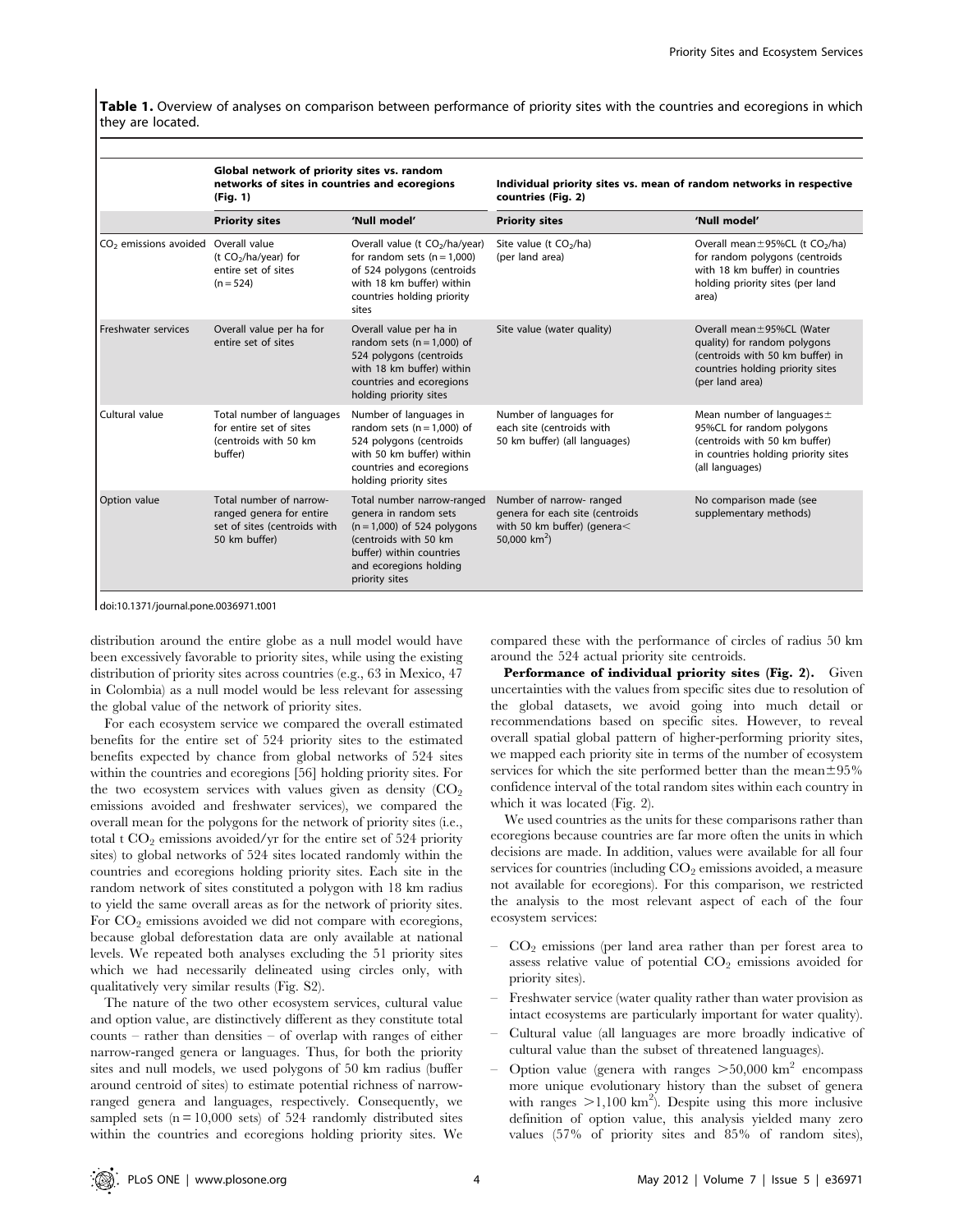**Table 1.** Overview of analyses on comparison between performance of priority sites with the countries and ecoregions in which they are located.

| | Global network of priority sites vs. random networks of sites in countries and ecoregions (Fig. 1) | | Individual priority sites vs. mean of random networks in respective countries (Fig. 2) | |
|---|---|---|---|---|
| | **Priority sites** | **'Null model'** | **Priority sites** | **'Null model'** |
| $CO_2$ emissions avoided | Overall value (t $CO_2$/ha/year) for entire set of sites (n = 524) | Overall value (t $CO_2$/ha/year) for random sets (n = 1,000) of 524 polygons (centroids with 18 km buffer) within countries holding priority sites | Site value (t $CO_2$/ha) (per land area) | Overall mean±95%CL (t $CO_2$/ha) for random polygons (centroids with 18 km buffer) in countries holding priority sites (per land area) |
| Freshwater services | Overall value per ha for entire set of sites | Overall value per ha in random sets (n = 1,000) of 524 polygons (centroids with 18 km buffer) within countries and ecoregions holding priority sites | Site value (water quality) | Overall mean±95%CL (Water quality) for random polygons (centroids with 50 km buffer) in countries holding priority sites (per land area) |
| Cultural value | Total number of languages for entire set of sites (centroids with 50 km buffer) | Number of languages in random sets (n = 1,000) of 524 polygons (centroids with 50 km buffer) within countries and ecoregions holding priority sites | Number of languages for each site (centroids with 50 km buffer) (all languages) | Mean number of languages± 95%CL for random polygons (centroids with 50 km buffer) in countries holding priority sites (all languages) |
| Option value | Total number of narrow-ranged genera for entire set of sites (centroids with 50 km buffer) | Total number narrow-ranged genera in random sets (n = 1,000) of 524 polygons (centroids with 50 km buffer) within countries and ecoregions holding priority sites | Number of narrow- ranged genera for each site (centroids with 50 km buffer) (genera< 50,000 km$^2$) | No comparison made (see supplementary methods) |

doi:10.1371/journal.pone.0036971.t001

distribution around the entire globe as a null model would have been excessively favorable to priority sites, while using the existing distribution of priority sites across countries (e.g., 63 in Mexico, 47 in Colombia) as a null model would be less relevant for assessing the global value of the network of priority sites.

For each ecosystem service we compared the overall estimated benefits for the entire set of 524 priority sites to the estimated benefits expected by chance from global networks of 524 sites within the countries and ecoregions [56] holding priority sites. For the two ecosystem services with values given as density ($CO_2$ emissions avoided and freshwater services), we compared the overall mean for the polygons for the network of priority sites (i.e., total t $CO_2$ emissions avoided/yr for the entire set of 524 priority sites) to global networks of 524 sites located randomly within the countries and ecoregions holding priority sites. Each site in the random network of sites constituted a polygon with 18 km radius to yield the same overall areas as for the network of priority sites. For $CO_2$ emissions avoided we did not compare with ecoregions, because global deforestation data are only available at national levels. We repeated both analyses excluding the 51 priority sites which we had necessarily delineated using circles only, with qualitatively very similar results (Fig. S2).

The nature of the two other ecosystem services, cultural value and option value, are distinctively different as they constitute total counts – rather than densities – of overlap with ranges of either narrow-ranged genera or languages. Thus, for both the priority sites and null models, we used polygons of 50 km radius (buffer around centroid of sites) to estimate potential richness of narrow-ranged genera and languages, respectively. Consequently, we sampled sets (n = 10,000 sets) of 524 randomly distributed sites within the countries and ecoregions holding priority sites. We compared these with the performance of circles of radius 50 km around the 524 actual priority site centroids.

**Performance of individual priority sites (Fig. 2).** Given uncertainties with the values from specific sites due to resolution of the global datasets, we avoid going into much detail or recommendations based on specific sites. However, to reveal overall spatial global pattern of higher-performing priority sites, we mapped each priority site in terms of the number of ecosystem services for which the site performed better than the mean±95% confidence interval of the total random sites within each country in which it was located (Fig. 2).

We used countries as the units for these comparisons rather than ecoregions because countries are far more often the units in which decisions are made. In addition, values were available for all four services for countries (including $CO_2$ emissions avoided, a measure not available for ecoregions). For this comparison, we restricted the analysis to the most relevant aspect of each of the four ecosystem services:

- $CO_2$ emissions (per land area rather than per forest area to assess relative value of potential $CO_2$ emissions avoided for priority sites).
- Freshwater service (water quality rather than water provision as intact ecosystems are particularly important for water quality).
- Cultural value (all languages are more broadly indicative of cultural value than the subset of threatened languages).
- Option value (genera with ranges >50,000 km$^2$ encompass more unique evolutionary history than the subset of genera with ranges >1,100 km$^2$). Despite using this more inclusive definition of option value, this analysis yielded many zero values (57% of priority sites and 85% of random sites),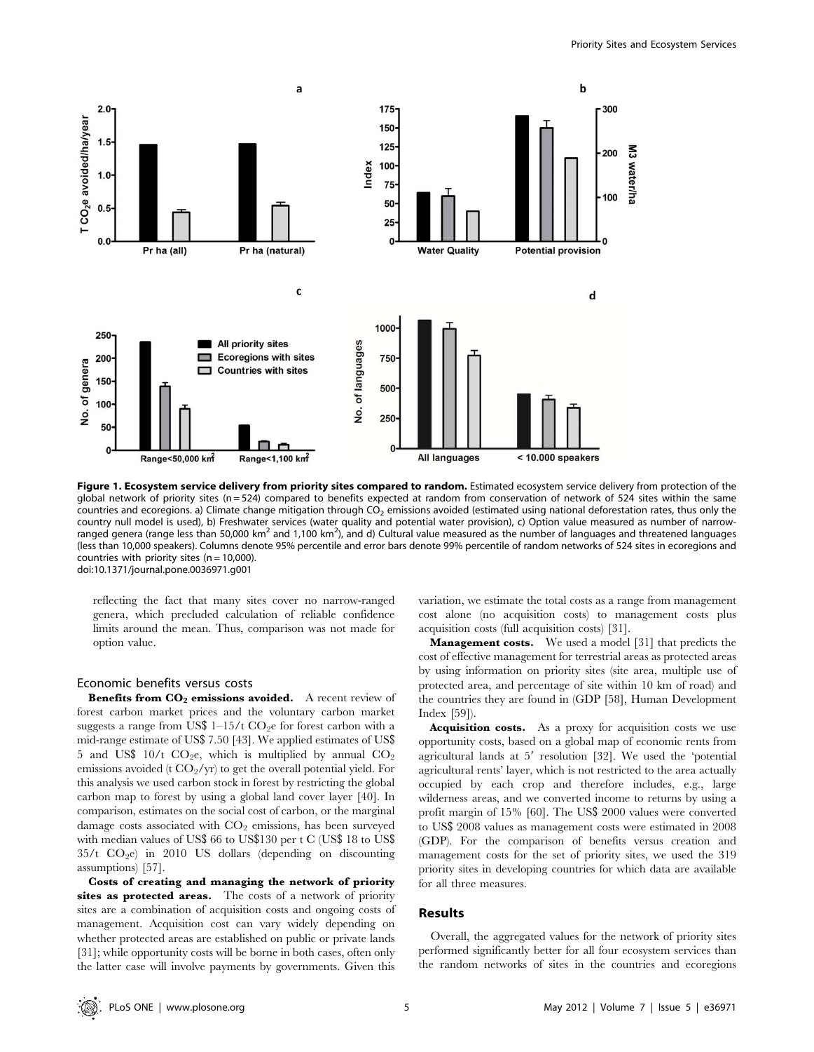**Figure 1. Ecosystem service delivery from priority sites compared to random.** Estimated ecosystem service delivery from protection of the global network of priority sites (n = 524) compared to benefits expected at random from conservation of network of 524 sites within the same countries and ecoregions. a) Climate change mitigation through $CO_2$ emissions avoided (estimated using national deforestation rates, thus only the country null model is used), b) Freshwater services (water quality and potential water provision), c) Option value measured as number of narrow-ranged genera (range less than 50,000 km$^2$ and 1,100 km$^2$), and d) Cultural value measured as the number of languages and threatened languages (less than 10,000 speakers). Columns denote 95% percentile and error bars denote 99% percentile of random networks of 524 sites in ecoregions and countries with priority sites (n = 10,000).
doi:10.1371/journal.pone.0036971.g001

reflecting the fact that many sites cover no narrow-ranged genera, which precluded calculation of reliable confidence limits around the mean. Thus, comparison was not made for option value.

### Economic benefits versus costs

**Benefits from $CO_2$ emissions avoided.** A recent review of forest carbon market prices and the voluntary carbon market suggests a range from US\$ 1–15/t $CO_2$e for forest carbon with a mid-range estimate of US\$ 7.50 [43]. We applied estimates of US\$ 5 and US\$ 10/t $CO_2$e, which is multiplied by annual $CO_2$ emissions avoided (t $CO_2$/yr) to get the overall potential yield. For this analysis we used carbon stock in forest by restricting the global carbon map to forest by using a global land cover layer [40]. In comparison, estimates on the social cost of carbon, or the marginal damage costs associated with $CO_2$ emissions, has been surveyed with median values of US\$ 66 to US\$130 per t C (US\$ 18 to US\$ 35/t $CO_2$e) in 2010 US dollars (depending on discounting assumptions) [57].

**Costs of creating and managing the network of priority sites as protected areas.** The costs of a network of priority sites are a combination of acquisition costs and ongoing costs of management. Acquisition cost can vary widely depending on whether protected areas are established on public or private lands [31]; while opportunity costs will be borne in both cases, often only the latter case will involve payments by governments. Given this variation, we estimate the total costs as a range from management cost alone (no acquisition costs) to management costs plus acquisition costs (full acquisition costs) [31].

**Management costs.** We used a model [31] that predicts the cost of effective management for terrestrial areas as protected areas by using information on priority sites (site area, multiple use of protected area, and percentage of site within 10 km of road) and the countries they are found in (GDP [58], Human Development Index [59]).

**Acquisition costs.** As a proxy for acquisition costs we use opportunity costs, based on a global map of economic rents from agricultural lands at 5′ resolution [32]. We used the 'potential agricultural rents' layer, which is not restricted to the area actually occupied by each crop and therefore includes, e.g., large wilderness areas, and we converted income to returns by using a profit margin of 15% [60]. The US\$ 2000 values were converted to US\$ 2008 values as management costs were estimated in 2008 (GDP). For the comparison of benefits versus creation and management costs for the set of priority sites, we used the 319 priority sites in developing countries for which data are available for all three measures.

## Results

Overall, the aggregated values for the network of priority sites performed significantly better for all four ecosystem services than the random networks of sites in the countries and ecoregions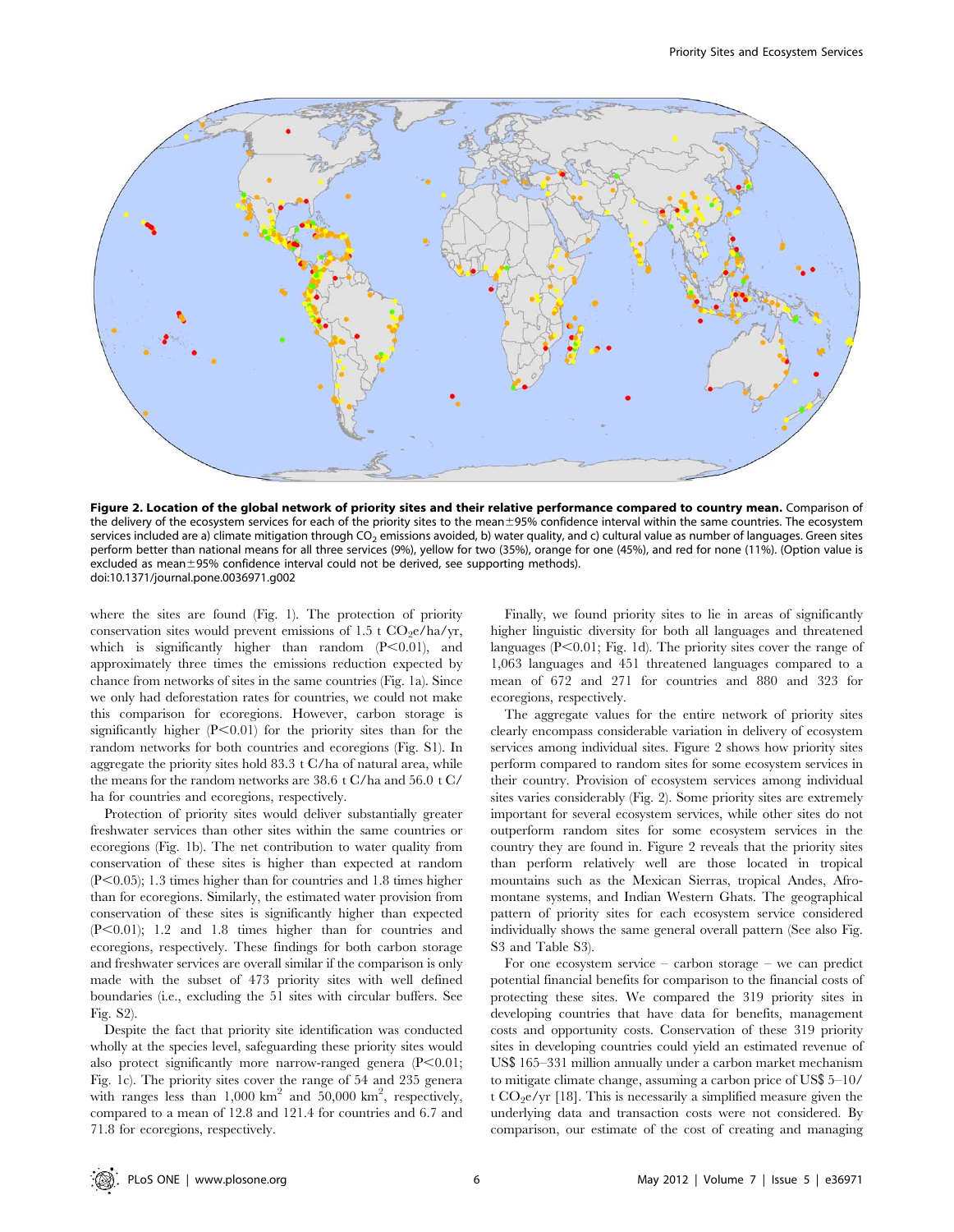**Figure 2. Location of the global network of priority sites and their relative performance compared to country mean.** Comparison of the delivery of the ecosystem services for each of the priority sites to the mean±95% confidence interval within the same countries. The ecosystem services included are a) climate mitigation through $CO_2$ emissions avoided, b) water quality, and c) cultural value as number of languages. Green sites perform better than national means for all three services (9%), yellow for two (35%), orange for one (45%), and red for none (11%). (Option value is excluded as mean±95% confidence interval could not be derived, see supporting methods).
doi:10.1371/journal.pone.0036971.g002

where the sites are found (Fig. 1). The protection of priority conservation sites would prevent emissions of 1.5 t $CO_2e$/ha/yr, which is significantly higher than random ($P<0.01$), and approximately three times the emissions reduction expected by chance from networks of sites in the same countries (Fig. 1a). Since we only had deforestation rates for countries, we could not make this comparison for ecoregions. However, carbon storage is significantly higher ($P<0.01$) for the priority sites than for the random networks for both countries and ecoregions (Fig. S1). In aggregate the priority sites hold 83.3 t C/ha of natural area, while the means for the random networks are 38.6 t C/ha and 56.0 t C/ha for countries and ecoregions, respectively.

Protection of priority sites would deliver substantially greater freshwater services than other sites within the same countries or ecoregions (Fig. 1b). The net contribution to water quality from conservation of these sites is higher than expected at random ($P<0.05$); 1.3 times higher than for countries and 1.8 times higher than for ecoregions. Similarly, the estimated water provision from conservation of these sites is significantly higher than expected ($P<0.01$); 1.2 and 1.8 times higher than for countries and ecoregions, respectively. These findings for both carbon storage and freshwater services are overall similar if the comparison is only made with the subset of 473 priority sites with well defined boundaries (i.e., excluding the 51 sites with circular buffers. See Fig. S2).

Despite the fact that priority site identification was conducted wholly at the species level, safeguarding these priority sites would also protect significantly more narrow-ranged genera ($P<0.01$; Fig. 1c). The priority sites cover the range of 54 and 235 genera with ranges less than 1,000 $km^2$ and 50,000 $km^2$, respectively, compared to a mean of 12.8 and 121.4 for countries and 6.7 and 71.8 for ecoregions, respectively.

Finally, we found priority sites to lie in areas of significantly higher linguistic diversity for both all languages and threatened languages ($P<0.01$; Fig. 1d). The priority sites cover the range of 1,063 languages and 451 threatened languages compared to a mean of 672 and 271 for countries and 880 and 323 for ecoregions, respectively.

The aggregate values for the entire network of priority sites clearly encompass considerable variation in delivery of ecosystem services among individual sites. Figure 2 shows how priority sites perform compared to random sites for some ecosystem services in their country. Provision of ecosystem services among individual sites varies considerably (Fig. 2). Some priority sites are extremely important for several ecosystem services, while other sites do not outperform random sites for some ecosystem services in the country they are found in. Figure 2 reveals that the priority sites than perform relatively well are those located in tropical mountains such as the Mexican Sierras, tropical Andes, Afromontane systems, and Indian Western Ghats. The geographical pattern of priority sites for each ecosystem service considered individually shows the same general overall pattern (See also Fig. S3 and Table S3).

For one ecosystem service – carbon storage – we can predict potential financial benefits for comparison to the financial costs of protecting these sites. We compared the 319 priority sites in developing countries that have data for benefits, management costs and opportunity costs. Conservation of these 319 priority sites in developing countries could yield an estimated revenue of US$ 165–331 million annually under a carbon market mechanism to mitigate climate change, assuming a carbon price of US$ 5–10/t $CO_2e$/yr [18]. This is necessarily a simplified measure given the underlying data and transaction costs were not considered. By comparison, our estimate of the cost of creating and managing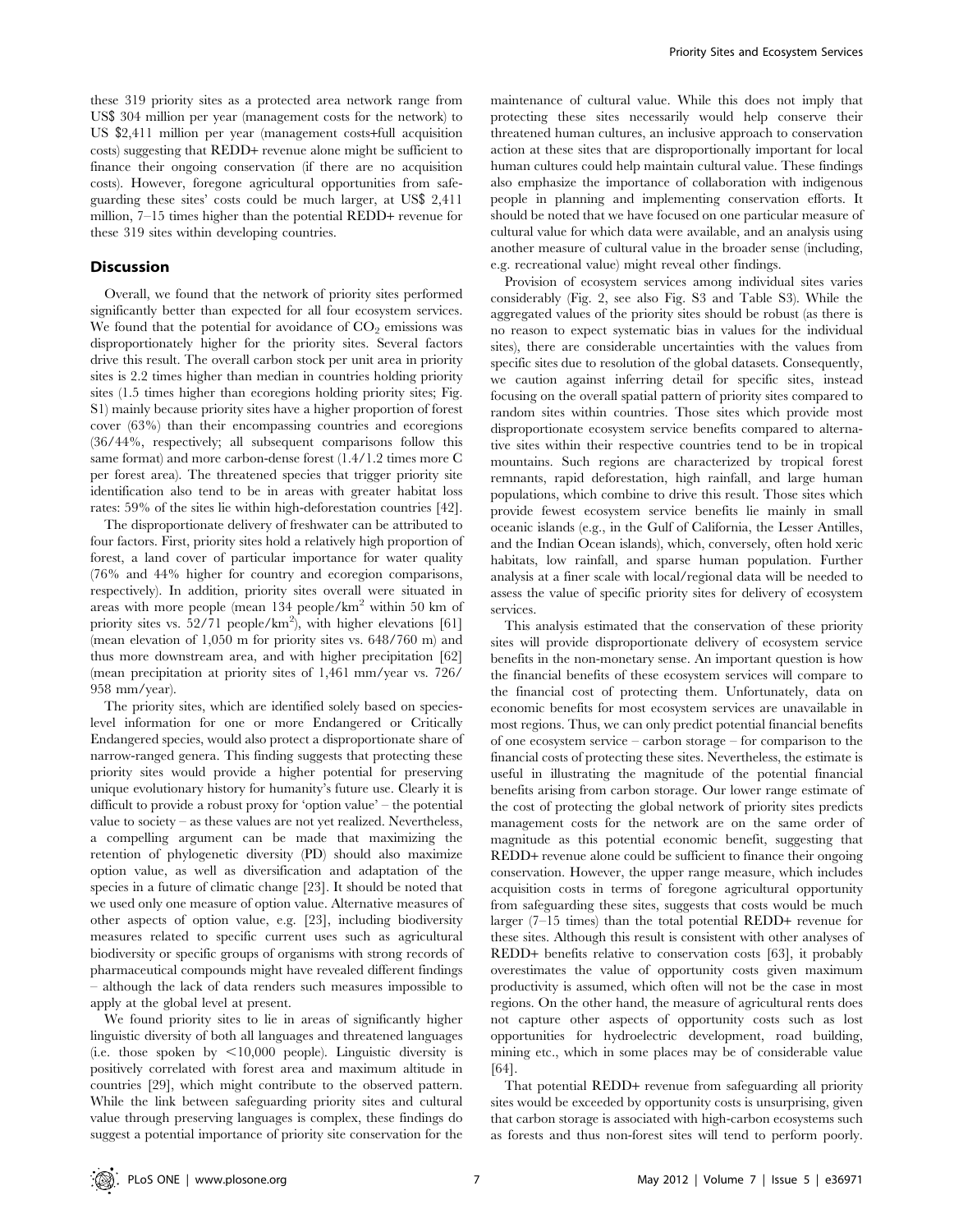these 319 priority sites as a protected area network range from US$ 304 million per year (management costs for the network) to US $2,411 million per year (management costs+full acquisition costs) suggesting that REDD+ revenue alone might be sufficient to finance their ongoing conservation (if there are no acquisition costs). However, foregone agricultural opportunities from safeguarding these sites' costs could be much larger, at US$ 2,411 million, 7–15 times higher than the potential REDD+ revenue for these 319 sites within developing countries.

## Discussion

Overall, we found that the network of priority sites performed significantly better than expected for all four ecosystem services. We found that the potential for avoidance of $CO_2$ emissions was disproportionately higher for the priority sites. Several factors drive this result. The overall carbon stock per unit area in priority sites is 2.2 times higher than median in countries holding priority sites (1.5 times higher than ecoregions holding priority sites; Fig. S1) mainly because priority sites have a higher proportion of forest cover (63%) than their encompassing countries and ecoregions (36/44%, respectively; all subsequent comparisons follow this same format) and more carbon-dense forest (1.4/1.2 times more C per forest area). The threatened species that trigger priority site identification also tend to be in areas with greater habitat loss rates: 59% of the sites lie within high-deforestation countries [42].

The disproportionate delivery of freshwater can be attributed to four factors. First, priority sites hold a relatively high proportion of forest, a land cover of particular importance for water quality (76% and 44% higher for country and ecoregion comparisons, respectively). In addition, priority sites overall were situated in areas with more people (mean 134 people/km$^2$ within 50 km of priority sites vs. 52/71 people/km$^2$), with higher elevations [61] (mean elevation of 1,050 m for priority sites vs. 648/760 m) and thus more downstream area, and with higher precipitation [62] (mean precipitation at priority sites of 1,461 mm/year vs. 726/958 mm/year).

The priority sites, which are identified solely based on species-level information for one or more Endangered or Critically Endangered species, would also protect a disproportionate share of narrow-ranged genera. This finding suggests that protecting these priority sites would provide a higher potential for preserving unique evolutionary history for humanity's future use. Clearly it is difficult to provide a robust proxy for 'option value' – the potential value to society – as these values are not yet realized. Nevertheless, a compelling argument can be made that maximizing the retention of phylogenetic diversity (PD) should also maximize option value, as well as diversification and adaptation of the species in a future of climatic change [23]. It should be noted that we used only one measure of option value. Alternative measures of other aspects of option value, e.g. [23], including biodiversity measures related to specific current uses such as agricultural biodiversity or specific groups of organisms with strong records of pharmaceutical compounds might have revealed different findings – although the lack of data renders such measures impossible to apply at the global level at present.

We found priority sites to lie in areas of significantly higher linguistic diversity of both all languages and threatened languages (i.e. those spoken by <10,000 people). Linguistic diversity is positively correlated with forest area and maximum altitude in countries [29], which might contribute to the observed pattern. While the link between safeguarding priority sites and cultural value through preserving languages is complex, these findings do suggest a potential importance of priority site conservation for the maintenance of cultural value. While this does not imply that protecting these sites necessarily would help conserve their threatened human cultures, an inclusive approach to conservation action at these sites that are disproportionally important for local human cultures could help maintain cultural value. These findings also emphasize the importance of collaboration with indigenous people in planning and implementing conservation efforts. It should be noted that we have focused on one particular measure of cultural value for which data were available, and an analysis using another measure of cultural value in the broader sense (including, e.g. recreational value) might reveal other findings.

Provision of ecosystem services among individual sites varies considerably (Fig. 2, see also Fig. S3 and Table S3). While the aggregated values of the priority sites should be robust (as there is no reason to expect systematic bias in values for the individual sites), there are considerable uncertainties with the values from specific sites due to resolution of the global datasets. Consequently, we caution against inferring detail for specific sites, instead focusing on the overall spatial pattern of priority sites compared to random sites within countries. Those sites which provide most disproportionate ecosystem service benefits compared to alternative sites within their respective countries tend to be in tropical mountains. Such regions are characterized by tropical forest remnants, rapid deforestation, high rainfall, and large human populations, which combine to drive this result. Those sites which provide fewest ecosystem service benefits lie mainly in small oceanic islands (e.g., in the Gulf of California, the Lesser Antilles, and the Indian Ocean islands), which, conversely, often hold xeric habitats, low rainfall, and sparse human population. Further analysis at a finer scale with local/regional data will be needed to assess the value of specific priority sites for delivery of ecosystem services.

This analysis estimated that the conservation of these priority sites will provide disproportionate delivery of ecosystem service benefits in the non-monetary sense. An important question is how the financial benefits of these ecosystem services will compare to the financial cost of protecting them. Unfortunately, data on economic benefits for most ecosystem services are unavailable in most regions. Thus, we can only predict potential financial benefits of one ecosystem service – carbon storage – for comparison to the financial costs of protecting these sites. Nevertheless, the estimate is useful in illustrating the magnitude of the potential financial benefits arising from carbon storage. Our lower range estimate of the cost of protecting the global network of priority sites predicts management costs for the network are on the same order of magnitude as this potential economic benefit, suggesting that REDD+ revenue alone could be sufficient to finance their ongoing conservation. However, the upper range measure, which includes acquisition costs in terms of foregone agricultural opportunity from safeguarding these sites, suggests that costs would be much larger (7–15 times) than the total potential REDD+ revenue for these sites. Although this result is consistent with other analyses of REDD+ benefits relative to conservation costs [63], it probably overestimates the value of opportunity costs given maximum productivity is assumed, which often will not be the case in most regions. On the other hand, the measure of agricultural rents does not capture other aspects of opportunity costs such as lost opportunities for hydroelectric development, road building, mining etc., which in some places may be of considerable value [64].

That potential REDD+ revenue from safeguarding all priority sites would be exceeded by opportunity costs is unsurprising, given that carbon storage is associated with high-carbon ecosystems such as forests and thus non-forest sites will tend to perform poorly.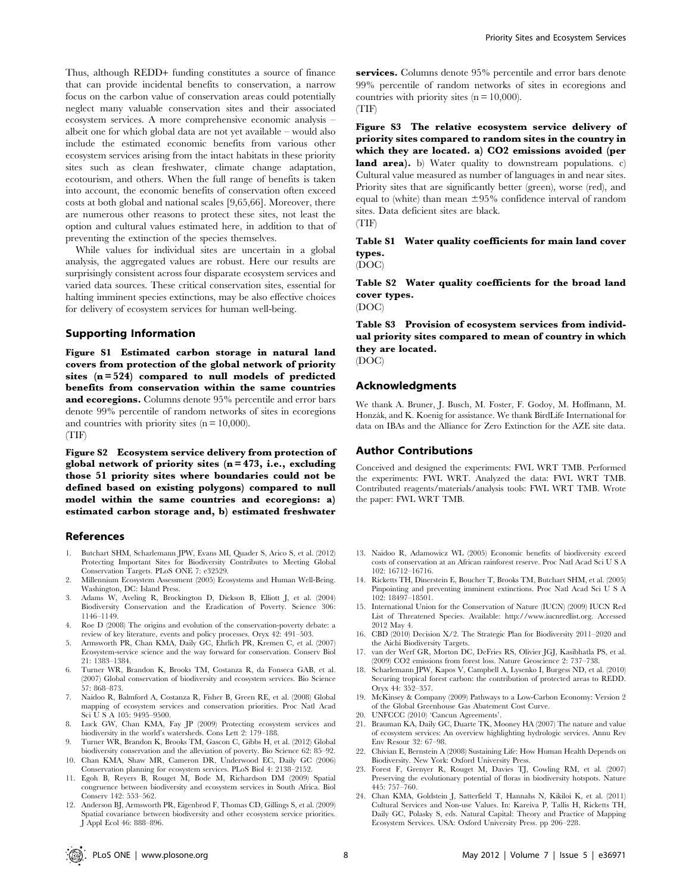Thus, although REDD+ funding constitutes a source of finance that can provide incidental benefits to conservation, a narrow focus on the carbon value of conservation areas could potentially neglect many valuable conservation sites and their associated ecosystem services. A more comprehensive economic analysis – albeit one for which global data are not yet available – would also include the estimated economic benefits from various other ecosystem services arising from the intact habitats in these priority sites such as clean freshwater, climate change adaptation, ecotourism, and others. When the full range of benefits is taken into account, the economic benefits of conservation often exceed costs at both global and national scales [9,65,66]. Moreover, there are numerous other reasons to protect these sites, not least the option and cultural values estimated here, in addition to that of preventing the extinction of the species themselves.

While values for individual sites are uncertain in a global analysis, the aggregated values are robust. Here our results are surprisingly consistent across four disparate ecosystem services and varied data sources. These critical conservation sites, essential for halting imminent species extinctions, may be also effective choices for delivery of ecosystem services for human well-being.

## Supporting Information

**Figure S1 Estimated carbon storage in natural land covers from protection of the global network of priority sites (n = 524) compared to null models of predicted benefits from conservation within the same countries and ecoregions.** Columns denote 95% percentile and error bars denote 99% percentile of random networks of sites in ecoregions and countries with priority sites (n = 10,000).
(TIF)

**Figure S2 Ecosystem service delivery from protection of global network of priority sites (n = 473, i.e., excluding those 51 priority sites where boundaries could not be defined based on existing polygons) compared to null model within the same countries and ecoregions: a) estimated carbon storage and, b) estimated freshwater services.** Columns denote 95% percentile and error bars denote 99% percentile of random networks of sites in ecoregions and countries with priority sites (n = 10,000).
(TIF)

**Figure S3 The relative ecosystem service delivery of priority sites compared to random sites in the country in which they are located. a) CO2 emissions avoided (per land area).** b) Water quality to downstream populations. c) Cultural value measured as number of languages in and near sites. Priority sites that are significantly better (green), worse (red), and equal to (white) than mean ±95% confidence interval of random sites. Data deficient sites are black.
(TIF)

**Table S1 Water quality coefficients for main land cover types.**
(DOC)

**Table S2 Water quality coefficients for the broad land cover types.**
(DOC)

**Table S3 Provision of ecosystem services from individual priority sites compared to mean of country in which they are located.**
(DOC)

## Acknowledgments

We thank A. Bruner, J. Busch, M. Foster, F. Godoy, M. Hoffmann, M. Honzák, and K. Koenig for assistance. We thank BirdLife International for data on IBAs and the Alliance for Zero Extinction for the AZE site data.

## Author Contributions

Conceived and designed the experiments: FWL WRT TMB. Performed the experiments: FWL WRT. Analyzed the data: FWL WRT TMB. Contributed reagents/materials/analysis tools: FWL WRT TMB. Wrote the paper: FWL WRT TMB.

## References

1. Butchart SHM, Scharlemann JPW, Evans MI, Quader S, Arico S, et al. (2012) Protecting Important Sites for Biodiversity Contributes to Meeting Global Conservation Targets. PLoS ONE 7: e32529.
2. Millennium Ecosystem Assessment (2005) Ecosystems and Human Well-Being. Washington, DC: Island Press.
3. Adams W, Aveling R, Brockington D, Dickson B, Elliott J, et al. (2004) Biodiversity Conservation and the Eradication of Poverty. Science 306: 1146–1149.
4. Roe D (2008) The origins and evolution of the conservation-poverty debate: a review of key literature, events and policy processes. Oryx 42: 491–503.
5. Armsworth PR, Chan KMA, Daily GC, Ehrlich PR, Kremen C, et al. (2007) Ecosystem-service science and the way forward for conservation. Conserv Biol 21: 1383–1384.
6. Turner WR, Brandon K, Brooks TM, Costanza R, da Fonseca GAB, et al. (2007) Global conservation of biodiversity and ecosystem services. Bio Science 57: 868–873.
7. Naidoo R, Balmford A, Costanza R, Fisher B, Green RE, et al. (2008) Global mapping of ecosystem services and conservation priorities. Proc Natl Acad Sci U S A 105: 9495–9500.
8. Luck GW, Chan KMA, Fay JP (2009) Protecting ecosystem services and biodiversity in the world's watersheds. Cons Lett 2: 179–188.
9. Turner WR, Brandon K, Brooks TM, Gascon C, Gibbs H, et al. (2012) Global biodiversity conservation and the alleviation of poverty. Bio Science 62: 85–92.
10. Chan KMA, Shaw MR, Cameron DR, Underwood EC, Daily GC (2006) Conservation planning for ecosystem services. PLoS Biol 4: 2138–2152.
11. Egoh B, Reyers B, Rouget M, Bode M, Richardson DM (2009) Spatial congruence between biodiversity and ecosystem services in South Africa. Biol Conserv 142: 553–562.
12. Anderson BJ, Armsworth PR, Eigenbrod F, Thomas CD, Gillings S, et al. (2009) Spatial covariance between biodiversity and other ecosystem service priorities. J Appl Ecol 46: 888–896.
13. Naidoo R, Adamowicz WL (2005) Economic benefits of biodiversity exceed costs of conservation at an African rainforest reserve. Proc Natl Acad Sci U S A 102: 16712–16716.
14. Ricketts TH, Dinerstein E, Boucher T, Brooks TM, Butchart SHM, et al. (2005) Pinpointing and preventing imminent extinctions. Proc Natl Acad Sci U S A 102: 18497–18501.
15. International Union for the Conservation of Nature (IUCN) (2009) IUCN Red List of Threatened Species. Available: http://www.iucnredlist.org. Accessed 2012 May 4.
16. CBD (2010) Decision X/2. The Strategic Plan for Biodiversity 2011–2020 and the Aichi Biodiversity Targets.
17. van der Werf GR, Morton DC, DeFries RS, Olivier JGJ, Kasibhatla PS, et al. (2009) CO2 emissions from forest loss. Nature Geoscience 2: 737–738.
18. Scharlemann JPW, Kapos V, Campbell A, Lysenko I, Burgess ND, et al. (2010) Securing tropical forest carbon: the contribution of protected areas to REDD. Oryx 44: 352–357.
19. McKinsey & Company (2009) Pathways to a Low-Carbon Economy: Version 2 of the Global Greenhouse Gas Abatement Cost Curve.
20. UNFCCC (2010) 'Cancun Agreements'.
21. Brauman KA, Daily GC, Duarte TK, Mooney HA (2007) The nature and value of ecosystem services: An overview highlighting hydrologic services. Annu Rev Env Resour 32: 67–98.
22. Chivian E, Bernstein A (2008) Sustaining Life: How Human Health Depends on Biodiversity. New York: Oxford University Press.
23. Forest F, Grenyer R, Rouget M, Davies TJ, Cowling RM, et al. (2007) Preserving the evolutionary potential of floras in biodiversity hotspots. Nature 445: 757–760.
24. Chan KMA, Goldstein J, Satterfield T, Hannahs N, Kikiloi K, et al. (2011) Cultural Services and Non-use Values. In: Kareiva P, Tallis H, Ricketts TH, Daily GC, Polasky S, eds. Natural Capital: Theory and Practice of Mapping Ecosystem Services. USA: Oxford University Press. pp 206–228.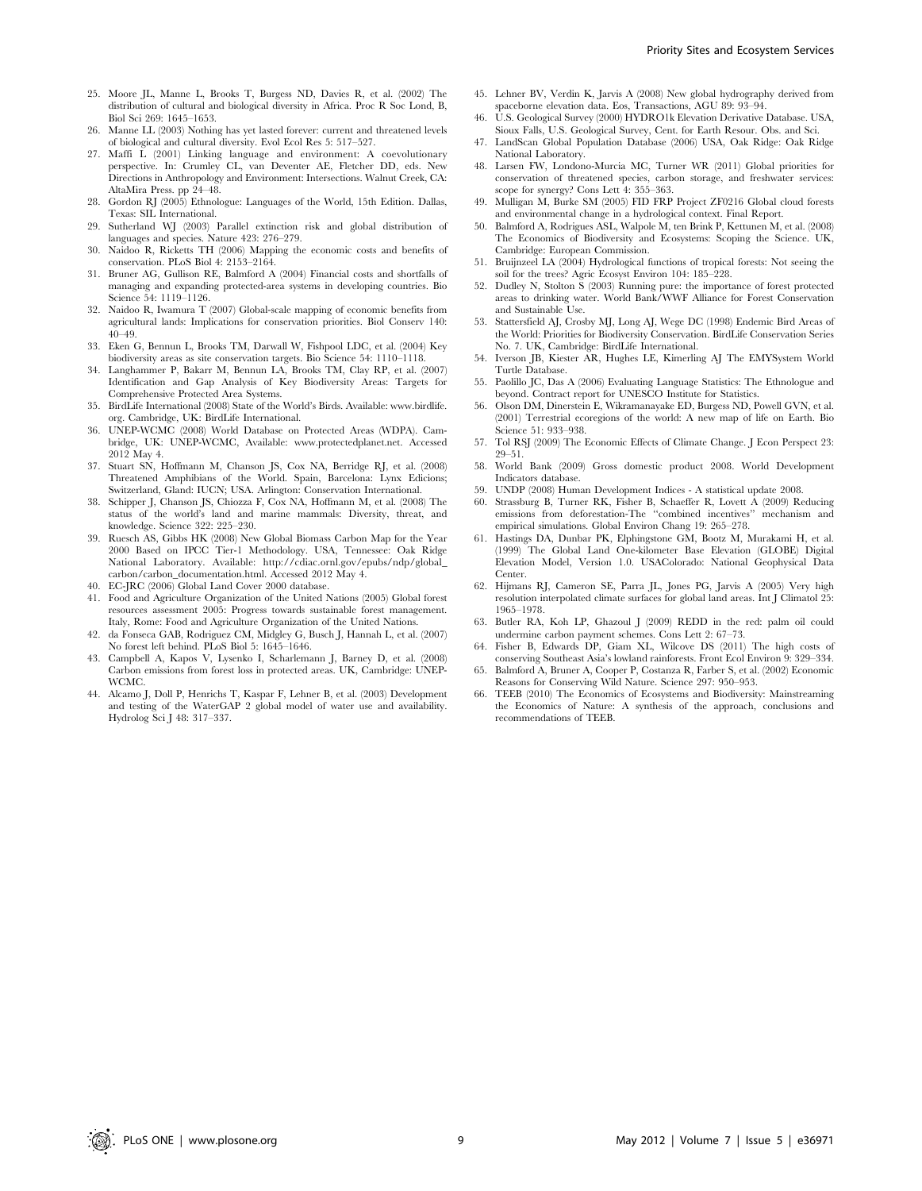25. Moore JL, Manne L, Brooks T, Burgess ND, Davies R, et al. (2002) The distribution of cultural and biological diversity in Africa. Proc R Soc Lond, B, Biol Sci 269: 1645–1653.
26. Manne LL (2003) Nothing has yet lasted forever: current and threatened levels of biological and cultural diversity. Evol Ecol Res 5: 517–527.
27. Maffi L (2001) Linking language and environment: A coevolutionary perspective. In: Crumley CL, van Deventer AE, Fletcher DD, eds. New Directions in Anthropology and Environment: Intersections. Walnut Creek, CA: AltaMira Press. pp 24–48.
28. Gordon RJ (2005) Ethnologue: Languages of the World, 15th Edition. Dallas, Texas: SIL International.
29. Sutherland WJ (2003) Parallel extinction risk and global distribution of languages and species. Nature 423: 276–279.
30. Naidoo R, Ricketts TH (2006) Mapping the economic costs and benefits of conservation. PLoS Biol 4: 2153–2164.
31. Bruner AG, Gullison RE, Balmford A (2004) Financial costs and shortfalls of managing and expanding protected-area systems in developing countries. Bio Science 54: 1119–1126.
32. Naidoo R, Iwamura T (2007) Global-scale mapping of economic benefits from agricultural lands: Implications for conservation priorities. Biol Conserv 140: 40–49.
33. Eken G, Bennun L, Brooks TM, Darwall W, Fishpool LDC, et al. (2004) Key biodiversity areas as site conservation targets. Bio Science 54: 1110–1118.
34. Langhammer P, Bakarr M, Bennun LA, Brooks TM, Clay RP, et al. (2007) Identification and Gap Analysis of Key Biodiversity Areas: Targets for Comprehensive Protected Area Systems.
35. BirdLife International (2008) State of the World's Birds. Available: www.birdlife.org. Cambridge, UK: BirdLife International.
36. UNEP-WCMC (2008) World Database on Protected Areas (WDPA). Cambridge, UK: UNEP-WCMC, Available: www.protectedplanet.net. Accessed 2012 May 4.
37. Stuart SN, Hoffmann M, Chanson JS, Cox NA, Berridge RJ, et al. (2008) Threatened Amphibians of the World. Spain, Barcelona: Lynx Edicions; Switzerland, Gland: IUCN; USA. Arlington: Conservation International.
38. Schipper J, Chanson JS, Chiozza F, Cox NA, Hoffmann M, et al. (2008) The status of the world's land and marine mammals: Diversity, threat, and knowledge. Science 322: 225–230.
39. Ruesch AS, Gibbs HK (2008) New Global Biomass Carbon Map for the Year 2000 Based on IPCC Tier-1 Methodology. USA, Tennessee: Oak Ridge National Laboratory. Available: http://cdiac.ornl.gov/epubs/ndp/global_carbon/carbon_documentation.html. Accessed 2012 May 4.
40. EC-JRC (2006) Global Land Cover 2000 database.
41. Food and Agriculture Organization of the United Nations (2005) Global forest resources assessment 2005: Progress towards sustainable forest management. Italy, Rome: Food and Agriculture Organization of the United Nations.
42. da Fonseca GAB, Rodriguez CM, Midgley G, Busch J, Hannah L, et al. (2007) No forest left behind. PLoS Biol 5: 1645–1646.
43. Campbell A, Kapos V, Lysenko I, Scharlemann J, Barney D, et al. (2008) Carbon emissions from forest loss in protected areas. UK, Cambridge: UNEP-WCMC.
44. Alcamo J, Doll P, Henrichs T, Kaspar F, Lehner B, et al. (2003) Development and testing of the WaterGAP 2 global model of water use and availability. Hydrolog Sci J 48: 317–337.
45. Lehner BV, Verdin K, Jarvis A (2008) New global hydrography derived from spaceborne elevation data. Eos, Transactions, AGU 89: 93–94.
46. U.S. Geological Survey (2000) HYDRO1k Elevation Derivative Database. USA, Sioux Falls, U.S. Geological Survey, Cent. for Earth Resour. Obs. and Sci.
47. LandScan Global Population Database (2006) USA, Oak Ridge: Oak Ridge National Laboratory.
48. Larsen FW, Londono-Murcia MC, Turner WR (2011) Global priorities for conservation of threatened species, carbon storage, and freshwater services: scope for synergy? Cons Lett 4: 355–363.
49. Mulligan M, Burke SM (2005) FID FRP Project ZF0216 Global cloud forests and environmental change in a hydrological context. Final Report.
50. Balmford A, Rodrigues ASL, Walpole M, ten Brink P, Kettunen M, et al. (2008) The Economics of Biodiversity and Ecosystems: Scoping the Science. UK, Cambridge: European Commission.
51. Bruijnzeel LA (2004) Hydrological functions of tropical forests: Not seeing the soil for the trees? Agric Ecosyst Environ 104: 185–228.
52. Dudley N, Stolton S (2003) Running pure: the importance of forest protected areas to drinking water. World Bank/WWF Alliance for Forest Conservation and Sustainable Use.
53. Stattersfield AJ, Crosby MJ, Long AJ, Wege DC (1998) Endemic Bird Areas of the World: Priorities for Biodiversity Conservation. BirdLife Conservation Series No. 7. UK, Cambridge: BirdLife International.
54. Iverson JB, Kiester AR, Hughes LE, Kimerling AJ The EMYSystem World Turtle Database.
55. Paolillo JC, Das A (2006) Evaluating Language Statistics: The Ethnologue and beyond. Contract report for UNESCO Institute for Statistics.
56. Olson DM, Dinerstein E, Wikramanayake ED, Burgess ND, Powell GVN, et al. (2001) Terrestrial ecoregions of the world: A new map of life on Earth. Bio Science 51: 933–938.
57. Tol RSJ (2009) The Economic Effects of Climate Change. J Econ Perspect 23: 29–51.
58. World Bank (2009) Gross domestic product 2008. World Development Indicators database.
59. UNDP (2008) Human Development Indices - A statistical update 2008.
60. Strassburg B, Turner RK, Fisher B, Schaeffer R, Lovett A (2009) Reducing emissions from deforestation-The ''combined incentives'' mechanism and empirical simulations. Global Environ Chang 19: 265–278.
61. Hastings DA, Dunbar PK, Elphingstone GM, Bootz M, Murakami H, et al. (1999) The Global Land One-kilometer Base Elevation (GLOBE) Digital Elevation Model, Version 1.0. USAColorado: National Geophysical Data Center.
62. Hijmans RJ, Cameron SE, Parra JL, Jones PG, Jarvis A (2005) Very high resolution interpolated climate surfaces for global land areas. Int J Climatol 25: 1965–1978.
63. Butler RA, Koh LP, Ghazoul J (2009) REDD in the red: palm oil could undermine carbon payment schemes. Cons Lett 2: 67–73.
64. Fisher B, Edwards DP, Giam XL, Wilcove DS (2011) The high costs of conserving Southeast Asia's lowland rainforests. Front Ecol Environ 9: 329–334.
65. Balmford A, Bruner A, Cooper P, Costanza R, Farber S, et al. (2002) Economic Reasons for Conserving Wild Nature. Science 297: 950–953.
66. TEEB (2010) The Economics of Ecosystems and Biodiversity: Mainstreaming the Economics of Nature: A synthesis of the approach, conclusions and recommendations of TEEB.